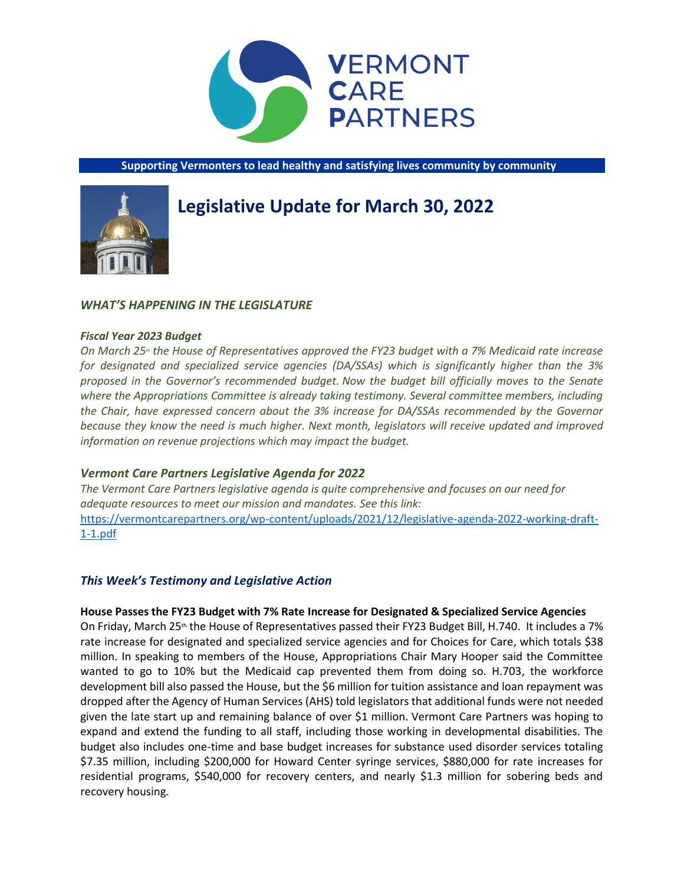**VERMONT CARE PARTNERS**

**Supporting Vermonters to lead healthy and satisfying lives community by community**

# Legislative Update for March 30, 2022

## *WHAT'S HAPPENING IN THE LEGISLATURE*

### *Fiscal Year 2023 Budget*

*On March 25th the House of Representatives approved the FY23 budget with a 7% Medicaid rate increase for designated and specialized service agencies (DA/SSAs) which is significantly higher than the 3% proposed in the Governor's recommended budget. Now the budget bill officially moves to the Senate where the Appropriations Committee is already taking testimony. Several committee members, including the Chair, have expressed concern about the 3% increase for DA/SSAs recommended by the Governor because they know the need is much higher. Next month, legislators will receive updated and improved information on revenue projections which may impact the budget.*

### *Vermont Care Partners Legislative Agenda for 2022*

*The Vermont Care Partners legislative agenda is quite comprehensive and focuses on our need for adequate resources to meet our mission and mandates. See this link:*
https://vermontcarepartners.org/wp-content/uploads/2021/12/legislative-agenda-2022-working-draft-1-1.pdf

## *This Week's Testimony and Legislative Action*

**House Passes the FY23 Budget with 7% Rate Increase for Designated & Specialized Service Agencies**

On Friday, March 25th the House of Representatives passed their FY23 Budget Bill, H.740. It includes a 7% rate increase for designated and specialized service agencies and for Choices for Care, which totals $38 million. In speaking to members of the House, Appropriations Chair Mary Hooper said the Committee wanted to go to 10% but the Medicaid cap prevented them from doing so. H.703, the workforce development bill also passed the House, but the $6 million for tuition assistance and loan repayment was dropped after the Agency of Human Services (AHS) told legislators that additional funds were not needed given the late start up and remaining balance of over $1 million. Vermont Care Partners was hoping to expand and extend the funding to all staff, including those working in developmental disabilities. The budget also includes one-time and base budget increases for substance used disorder services totaling $7.35 million, including $200,000 for Howard Center syringe services, $880,000 for rate increases for residential programs, $540,000 for recovery centers, and nearly $1.3 million for sobering beds and recovery housing.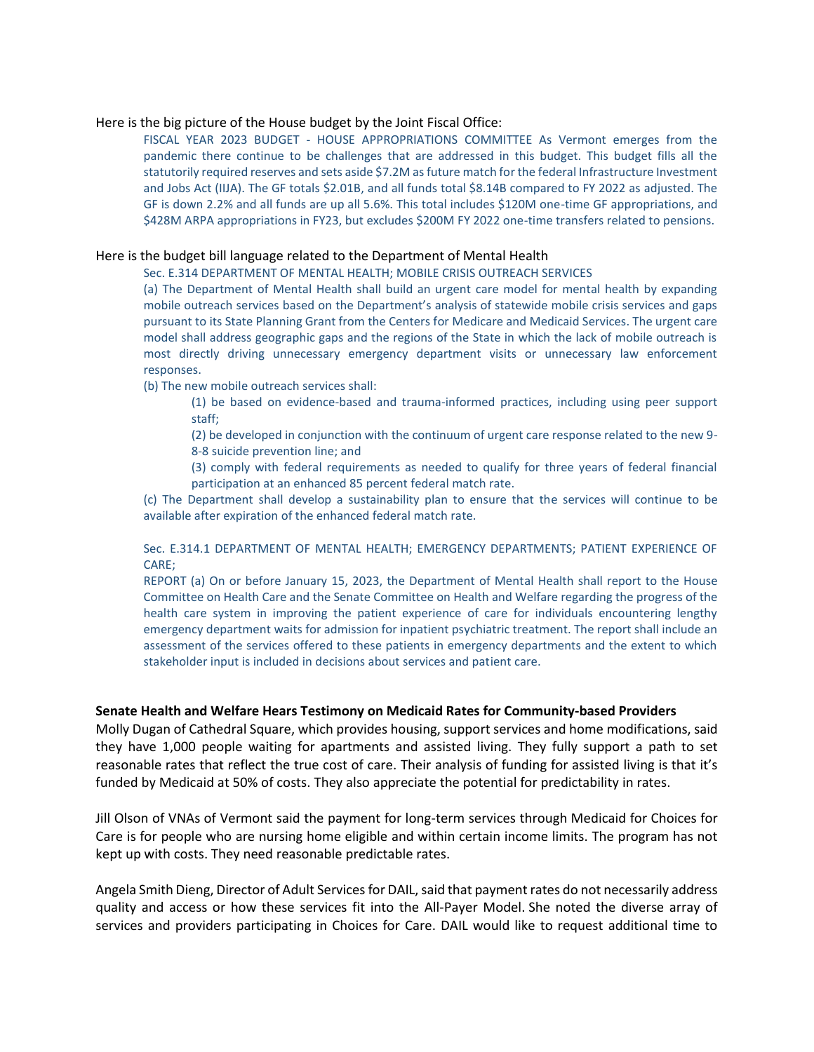Here is the big picture of the House budget by the Joint Fiscal Office:

> FISCAL YEAR 2023 BUDGET - HOUSE APPROPRIATIONS COMMITTEE As Vermont emerges from the pandemic there continue to be challenges that are addressed in this budget. This budget fills all the statutorily required reserves and sets aside $7.2M as future match for the federal Infrastructure Investment and Jobs Act (IIJA). The GF totals $2.01B, and all funds total $8.14B compared to FY 2022 as adjusted. The GF is down 2.2% and all funds are up all 5.6%. This total includes $120M one-time GF appropriations, and $428M ARPA appropriations in FY23, but excludes $200M FY 2022 one-time transfers related to pensions.

Here is the budget bill language related to the Department of Mental Health

> Sec. E.314 DEPARTMENT OF MENTAL HEALTH; MOBILE CRISIS OUTREACH SERVICES
>
> (a) The Department of Mental Health shall build an urgent care model for mental health by expanding mobile outreach services based on the Department's analysis of statewide mobile crisis services and gaps pursuant to its State Planning Grant from the Centers for Medicare and Medicaid Services. The urgent care model shall address geographic gaps and the regions of the State in which the lack of mobile outreach is most directly driving unnecessary emergency department visits or unnecessary law enforcement responses.
>
> (b) The new mobile outreach services shall:
>
> > (1) be based on evidence-based and trauma-informed practices, including using peer support staff;
> >
> > (2) be developed in conjunction with the continuum of urgent care response related to the new 9-8-8 suicide prevention line; and
> >
> > (3) comply with federal requirements as needed to qualify for three years of federal financial participation at an enhanced 85 percent federal match rate.
>
> (c) The Department shall develop a sustainability plan to ensure that the services will continue to be available after expiration of the enhanced federal match rate.
>
> Sec. E.314.1 DEPARTMENT OF MENTAL HEALTH; EMERGENCY DEPARTMENTS; PATIENT EXPERIENCE OF CARE;
>
> REPORT (a) On or before January 15, 2023, the Department of Mental Health shall report to the House Committee on Health Care and the Senate Committee on Health and Welfare regarding the progress of the health care system in improving the patient experience of care for individuals encountering lengthy emergency department waits for admission for inpatient psychiatric treatment. The report shall include an assessment of the services offered to these patients in emergency departments and the extent to which stakeholder input is included in decisions about services and patient care.

**Senate Health and Welfare Hears Testimony on Medicaid Rates for Community-based Providers**

Molly Dugan of Cathedral Square, which provides housing, support services and home modifications, said they have 1,000 people waiting for apartments and assisted living. They fully support a path to set reasonable rates that reflect the true cost of care. Their analysis of funding for assisted living is that it's funded by Medicaid at 50% of costs. They also appreciate the potential for predictability in rates.

Jill Olson of VNAs of Vermont said the payment for long-term services through Medicaid for Choices for Care is for people who are nursing home eligible and within certain income limits. The program has not kept up with costs. They need reasonable predictable rates.

Angela Smith Dieng, Director of Adult Services for DAIL, said that payment rates do not necessarily address quality and access or how these services fit into the All-Payer Model. She noted the diverse array of services and providers participating in Choices for Care. DAIL would like to request additional time to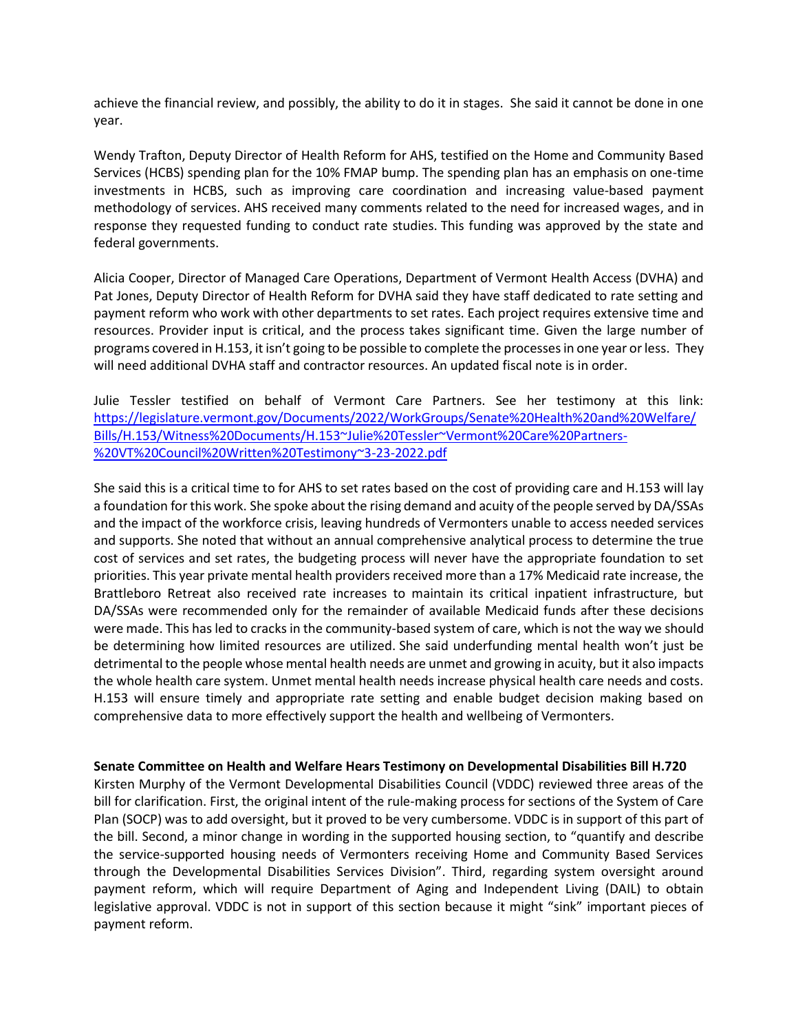achieve the financial review, and possibly, the ability to do it in stages. She said it cannot be done in one year.

Wendy Trafton, Deputy Director of Health Reform for AHS, testified on the Home and Community Based Services (HCBS) spending plan for the 10% FMAP bump. The spending plan has an emphasis on one-time investments in HCBS, such as improving care coordination and increasing value-based payment methodology of services. AHS received many comments related to the need for increased wages, and in response they requested funding to conduct rate studies. This funding was approved by the state and federal governments.

Alicia Cooper, Director of Managed Care Operations, Department of Vermont Health Access (DVHA) and Pat Jones, Deputy Director of Health Reform for DVHA said they have staff dedicated to rate setting and payment reform who work with other departments to set rates. Each project requires extensive time and resources. Provider input is critical, and the process takes significant time. Given the large number of programs covered in H.153, it isn't going to be possible to complete the processes in one year or less. They will need additional DVHA staff and contractor resources. An updated fiscal note is in order.

Julie Tessler testified on behalf of Vermont Care Partners. See her testimony at this link: [https://legislature.vermont.gov/Documents/2022/WorkGroups/Senate%20Health%20and%20Welfare/Bills/H.153/Witness%20Documents/H.153~Julie%20Tessler~Vermont%20Care%20Partners-%20VT%20Council%20Written%20Testimony~3-23-2022.pdf](https://legislature.vermont.gov/Documents/2022/WorkGroups/Senate%20Health%20and%20Welfare/Bills/H.153/Witness%20Documents/H.153~Julie%20Tessler~Vermont%20Care%20Partners-%20VT%20Council%20Written%20Testimony~3-23-2022.pdf)

She said this is a critical time to for AHS to set rates based on the cost of providing care and H.153 will lay a foundation for this work. She spoke about the rising demand and acuity of the people served by DA/SSAs and the impact of the workforce crisis, leaving hundreds of Vermonters unable to access needed services and supports. She noted that without an annual comprehensive analytical process to determine the true cost of services and set rates, the budgeting process will never have the appropriate foundation to set priorities. This year private mental health providers received more than a 17% Medicaid rate increase, the Brattleboro Retreat also received rate increases to maintain its critical inpatient infrastructure, but DA/SSAs were recommended only for the remainder of available Medicaid funds after these decisions were made. This has led to cracks in the community-based system of care, which is not the way we should be determining how limited resources are utilized. She said underfunding mental health won't just be detrimental to the people whose mental health needs are unmet and growing in acuity, but it also impacts the whole health care system. Unmet mental health needs increase physical health care needs and costs. H.153 will ensure timely and appropriate rate setting and enable budget decision making based on comprehensive data to more effectively support the health and wellbeing of Vermonters.

**Senate Committee on Health and Welfare Hears Testimony on Developmental Disabilities Bill H.720**

Kirsten Murphy of the Vermont Developmental Disabilities Council (VDDC) reviewed three areas of the bill for clarification. First, the original intent of the rule-making process for sections of the System of Care Plan (SOCP) was to add oversight, but it proved to be very cumbersome. VDDC is in support of this part of the bill. Second, a minor change in wording in the supported housing section, to "quantify and describe the service-supported housing needs of Vermonters receiving Home and Community Based Services through the Developmental Disabilities Services Division". Third, regarding system oversight around payment reform, which will require Department of Aging and Independent Living (DAIL) to obtain legislative approval. VDDC is not in support of this section because it might "sink" important pieces of payment reform.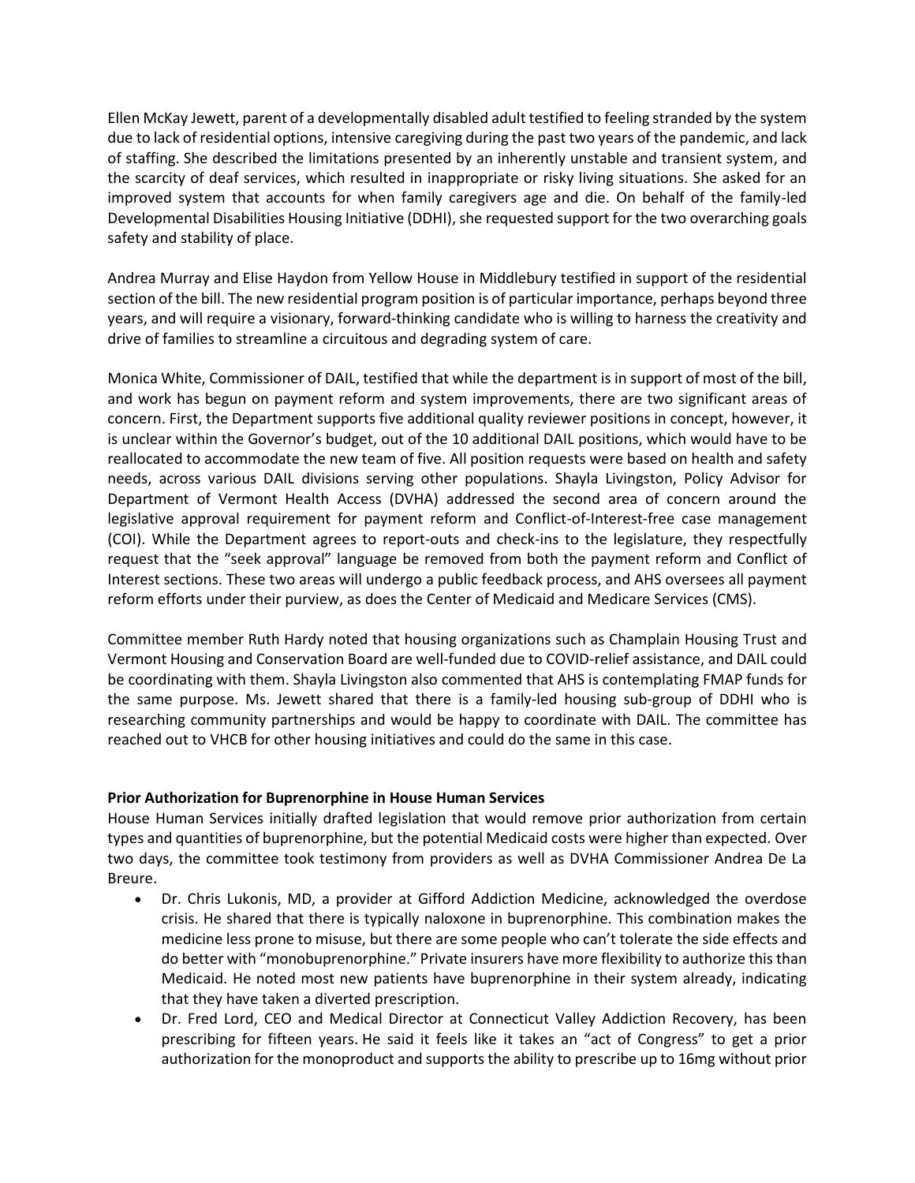Ellen McKay Jewett, parent of a developmentally disabled adult testified to feeling stranded by the system due to lack of residential options, intensive caregiving during the past two years of the pandemic, and lack of staffing. She described the limitations presented by an inherently unstable and transient system, and the scarcity of deaf services, which resulted in inappropriate or risky living situations. She asked for an improved system that accounts for when family caregivers age and die. On behalf of the family-led Developmental Disabilities Housing Initiative (DDHI), she requested support for the two overarching goals safety and stability of place.

Andrea Murray and Elise Haydon from Yellow House in Middlebury testified in support of the residential section of the bill. The new residential program position is of particular importance, perhaps beyond three years, and will require a visionary, forward-thinking candidate who is willing to harness the creativity and drive of families to streamline a circuitous and degrading system of care.

Monica White, Commissioner of DAIL, testified that while the department is in support of most of the bill, and work has begun on payment reform and system improvements, there are two significant areas of concern. First, the Department supports five additional quality reviewer positions in concept, however, it is unclear within the Governor's budget, out of the 10 additional DAIL positions, which would have to be reallocated to accommodate the new team of five. All position requests were based on health and safety needs, across various DAIL divisions serving other populations. Shayla Livingston, Policy Advisor for Department of Vermont Health Access (DVHA) addressed the second area of concern around the legislative approval requirement for payment reform and Conflict-of-Interest-free case management (COI). While the Department agrees to report-outs and check-ins to the legislature, they respectfully request that the "seek approval" language be removed from both the payment reform and Conflict of Interest sections. These two areas will undergo a public feedback process, and AHS oversees all payment reform efforts under their purview, as does the Center of Medicaid and Medicare Services (CMS).

Committee member Ruth Hardy noted that housing organizations such as Champlain Housing Trust and Vermont Housing and Conservation Board are well-funded due to COVID-relief assistance, and DAIL could be coordinating with them. Shayla Livingston also commented that AHS is contemplating FMAP funds for the same purpose. Ms. Jewett shared that there is a family-led housing sub-group of DDHI who is researching community partnerships and would be happy to coordinate with DAIL. The committee has reached out to VHCB for other housing initiatives and could do the same in this case.

**Prior Authorization for Buprenorphine in House Human Services**

House Human Services initially drafted legislation that would remove prior authorization from certain types and quantities of buprenorphine, but the potential Medicaid costs were higher than expected. Over two days, the committee took testimony from providers as well as DVHA Commissioner Andrea De La Breure.

- Dr. Chris Lukonis, MD, a provider at Gifford Addiction Medicine, acknowledged the overdose crisis. He shared that there is typically naloxone in buprenorphine. This combination makes the medicine less prone to misuse, but there are some people who can't tolerate the side effects and do better with "monobuprenorphine." Private insurers have more flexibility to authorize this than Medicaid. He noted most new patients have buprenorphine in their system already, indicating that they have taken a diverted prescription.
- Dr. Fred Lord, CEO and Medical Director at Connecticut Valley Addiction Recovery, has been prescribing for fifteen years. He said it feels like it takes an "act of Congress" to get a prior authorization for the monoproduct and supports the ability to prescribe up to 16mg without prior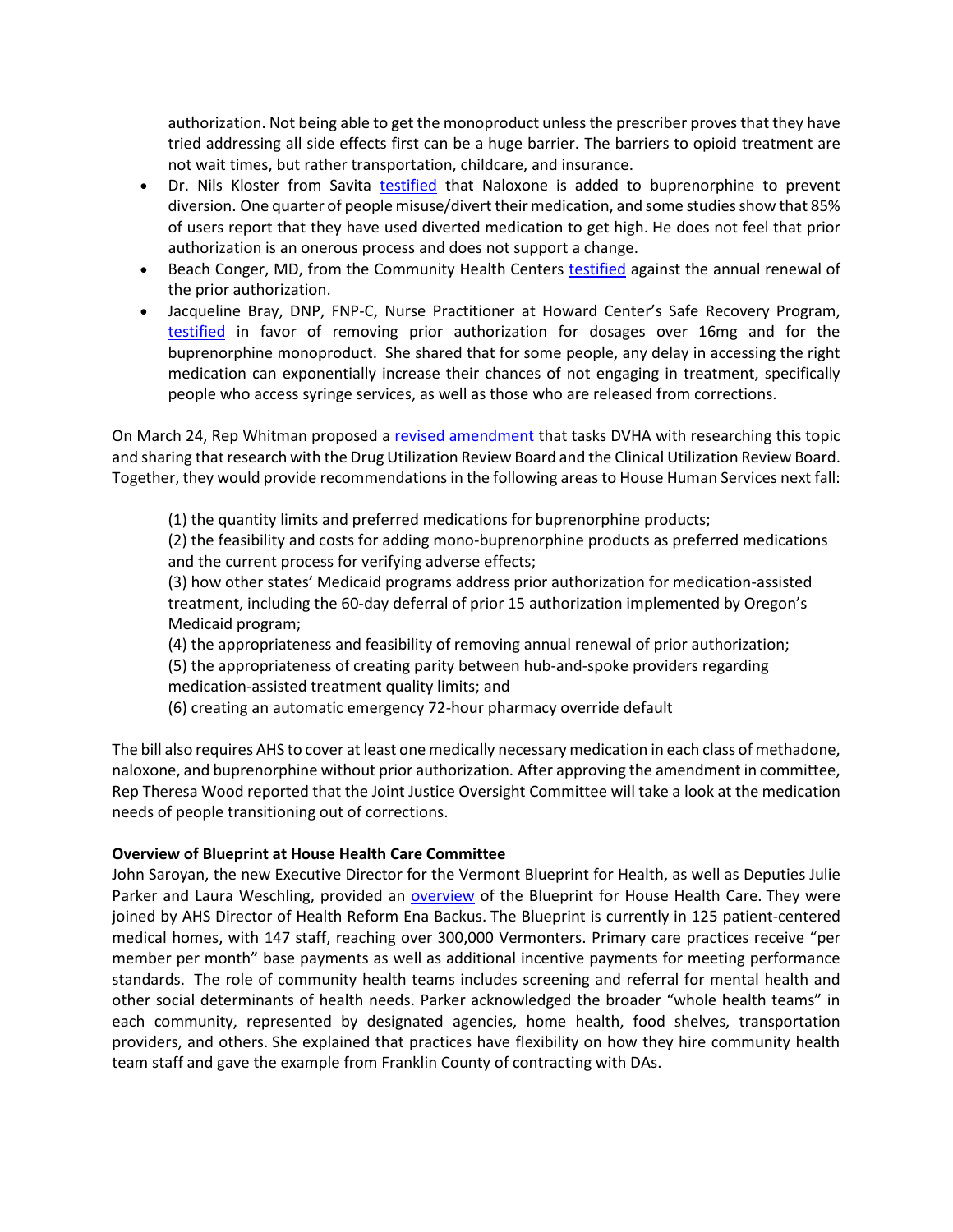authorization. Not being able to get the monoproduct unless the prescriber proves that they have tried addressing all side effects first can be a huge barrier. The barriers to opioid treatment are not wait times, but rather transportation, childcare, and insurance.

- Dr. Nils Kloster from Savita testified that Naloxone is added to buprenorphine to prevent diversion. One quarter of people misuse/divert their medication, and some studies show that 85% of users report that they have used diverted medication to get high. He does not feel that prior authorization is an onerous process and does not support a change.
- Beach Conger, MD, from the Community Health Centers testified against the annual renewal of the prior authorization.
- Jacqueline Bray, DNP, FNP-C, Nurse Practitioner at Howard Center's Safe Recovery Program, testified in favor of removing prior authorization for dosages over 16mg and for the buprenorphine monoproduct. She shared that for some people, any delay in accessing the right medication can exponentially increase their chances of not engaging in treatment, specifically people who access syringe services, as well as those who are released from corrections.

On March 24, Rep Whitman proposed a revised amendment that tasks DVHA with researching this topic and sharing that research with the Drug Utilization Review Board and the Clinical Utilization Review Board. Together, they would provide recommendations in the following areas to House Human Services next fall:

(1) the quantity limits and preferred medications for buprenorphine products;
(2) the feasibility and costs for adding mono-buprenorphine products as preferred medications and the current process for verifying adverse effects;
(3) how other states' Medicaid programs address prior authorization for medication-assisted treatment, including the 60-day deferral of prior 15 authorization implemented by Oregon's Medicaid program;
(4) the appropriateness and feasibility of removing annual renewal of prior authorization;
(5) the appropriateness of creating parity between hub-and-spoke providers regarding medication-assisted treatment quality limits; and
(6) creating an automatic emergency 72-hour pharmacy override default

The bill also requires AHS to cover at least one medically necessary medication in each class of methadone, naloxone, and buprenorphine without prior authorization. After approving the amendment in committee, Rep Theresa Wood reported that the Joint Justice Oversight Committee will take a look at the medication needs of people transitioning out of corrections.

**Overview of Blueprint at House Health Care Committee**

John Saroyan, the new Executive Director for the Vermont Blueprint for Health, as well as Deputies Julie Parker and Laura Weschling, provided an overview of the Blueprint for House Health Care. They were joined by AHS Director of Health Reform Ena Backus. The Blueprint is currently in 125 patient-centered medical homes, with 147 staff, reaching over 300,000 Vermonters. Primary care practices receive "per member per month" base payments as well as additional incentive payments for meeting performance standards. The role of community health teams includes screening and referral for mental health and other social determinants of health needs. Parker acknowledged the broader "whole health teams" in each community, represented by designated agencies, home health, food shelves, transportation providers, and others. She explained that practices have flexibility on how they hire community health team staff and gave the example from Franklin County of contracting with DAs.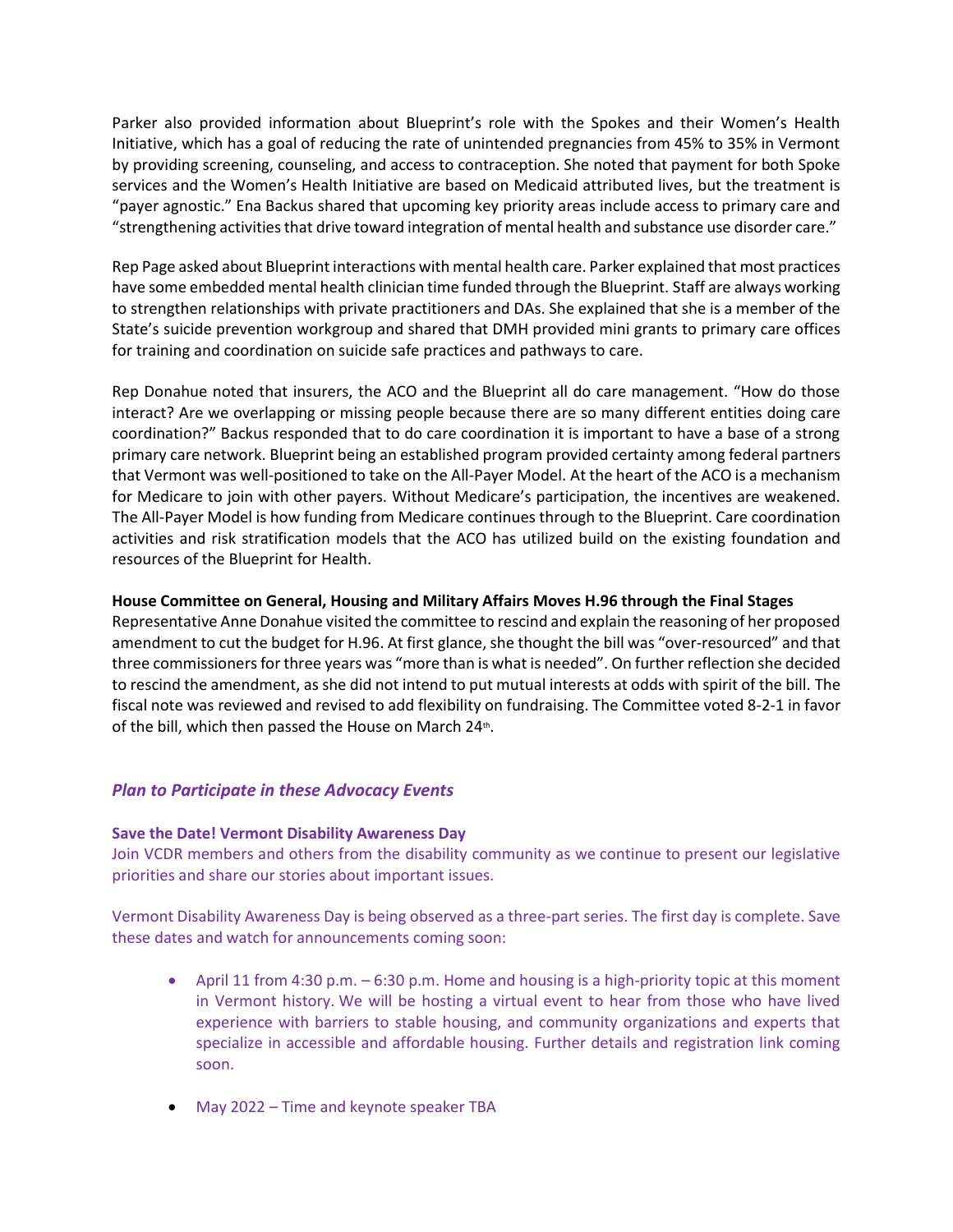Parker also provided information about Blueprint's role with the Spokes and their Women's Health Initiative, which has a goal of reducing the rate of unintended pregnancies from 45% to 35% in Vermont by providing screening, counseling, and access to contraception. She noted that payment for both Spoke services and the Women's Health Initiative are based on Medicaid attributed lives, but the treatment is "payer agnostic." Ena Backus shared that upcoming key priority areas include access to primary care and "strengthening activities that drive toward integration of mental health and substance use disorder care."

Rep Page asked about Blueprint interactions with mental health care. Parker explained that most practices have some embedded mental health clinician time funded through the Blueprint. Staff are always working to strengthen relationships with private practitioners and DAs. She explained that she is a member of the State's suicide prevention workgroup and shared that DMH provided mini grants to primary care offices for training and coordination on suicide safe practices and pathways to care.

Rep Donahue noted that insurers, the ACO and the Blueprint all do care management. "How do those interact? Are we overlapping or missing people because there are so many different entities doing care coordination?" Backus responded that to do care coordination it is important to have a base of a strong primary care network. Blueprint being an established program provided certainty among federal partners that Vermont was well-positioned to take on the All-Payer Model. At the heart of the ACO is a mechanism for Medicare to join with other payers. Without Medicare's participation, the incentives are weakened. The All-Payer Model is how funding from Medicare continues through to the Blueprint. Care coordination activities and risk stratification models that the ACO has utilized build on the existing foundation and resources of the Blueprint for Health.

**House Committee on General, Housing and Military Affairs Moves H.96 through the Final Stages**

Representative Anne Donahue visited the committee to rescind and explain the reasoning of her proposed amendment to cut the budget for H.96. At first glance, she thought the bill was "over-resourced" and that three commissioners for three years was "more than is what is needed". On further reflection she decided to rescind the amendment, as she did not intend to put mutual interests at odds with spirit of the bill. The fiscal note was reviewed and revised to add flexibility on fundraising. The Committee voted 8-2-1 in favor of the bill, which then passed the House on March 24th.

## *Plan to Participate in these Advocacy Events*

**Save the Date! Vermont Disability Awareness Day**

Join VCDR members and others from the disability community as we continue to present our legislative priorities and share our stories about important issues.

Vermont Disability Awareness Day is being observed as a three-part series. The first day is complete. Save these dates and watch for announcements coming soon:

- April 11 from 4:30 p.m. – 6:30 p.m. Home and housing is a high-priority topic at this moment in Vermont history. We will be hosting a virtual event to hear from those who have lived experience with barriers to stable housing, and community organizations and experts that specialize in accessible and affordable housing. Further details and registration link coming soon.

- May 2022 – Time and keynote speaker TBA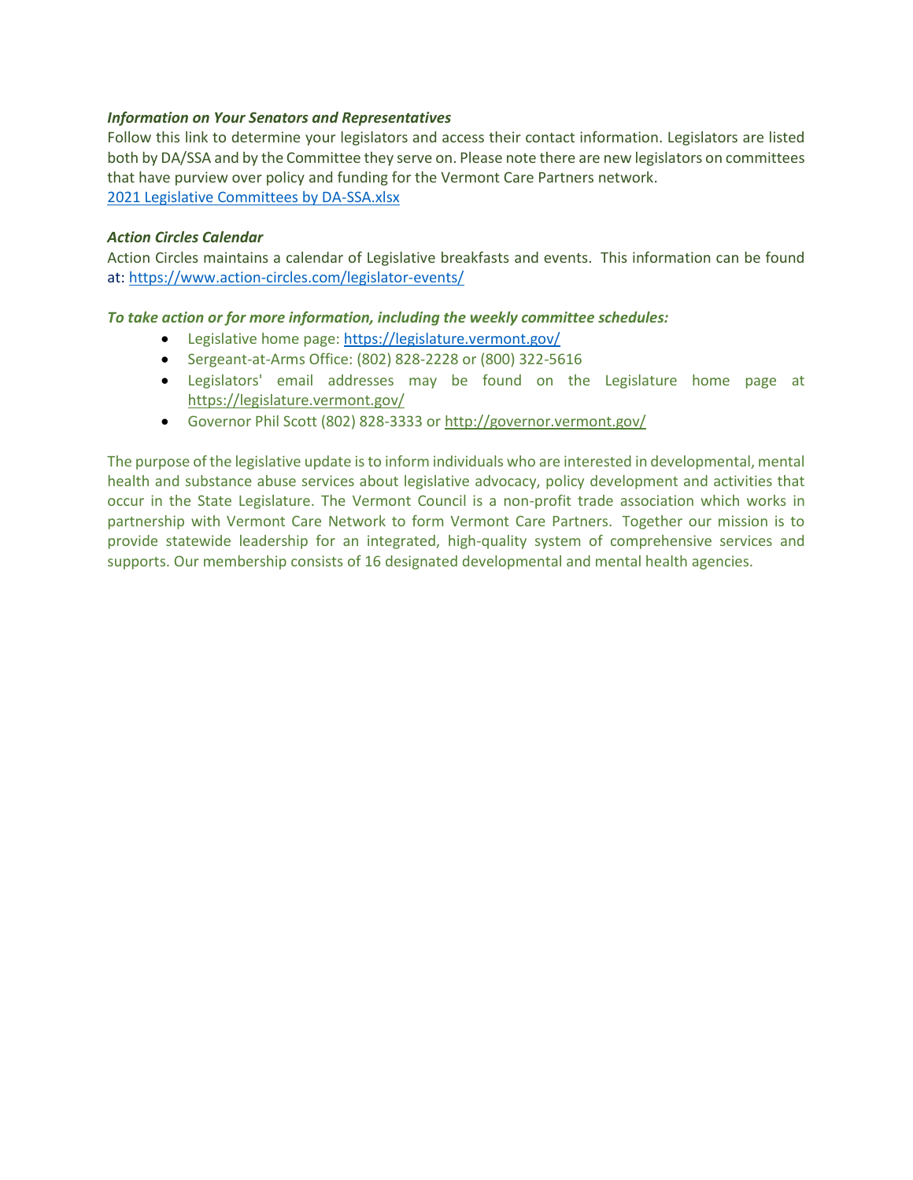***Information on Your Senators and Representatives***

Follow this link to determine your legislators and access their contact information. Legislators are listed both by DA/SSA and by the Committee they serve on. Please note there are new legislators on committees that have purview over policy and funding for the Vermont Care Partners network.
[2021 Legislative Committees by DA-SSA.xlsx]()

***Action Circles Calendar***

Action Circles maintains a calendar of Legislative breakfasts and events. This information can be found at: https://www.action-circles.com/legislator-events/

***To take action or for more information, including the weekly committee schedules:***

- Legislative home page: https://legislature.vermont.gov/
- Sergeant-at-Arms Office: (802) 828-2228 or (800) 322-5616
- Legislators' email addresses may be found on the Legislature home page at https://legislature.vermont.gov/
- Governor Phil Scott (802) 828-3333 or http://governor.vermont.gov/

The purpose of the legislative update is to inform individuals who are interested in developmental, mental health and substance abuse services about legislative advocacy, policy development and activities that occur in the State Legislature. The Vermont Council is a non-profit trade association which works in partnership with Vermont Care Network to form Vermont Care Partners. Together our mission is to provide statewide leadership for an integrated, high-quality system of comprehensive services and supports. Our membership consists of 16 designated developmental and mental health agencies.